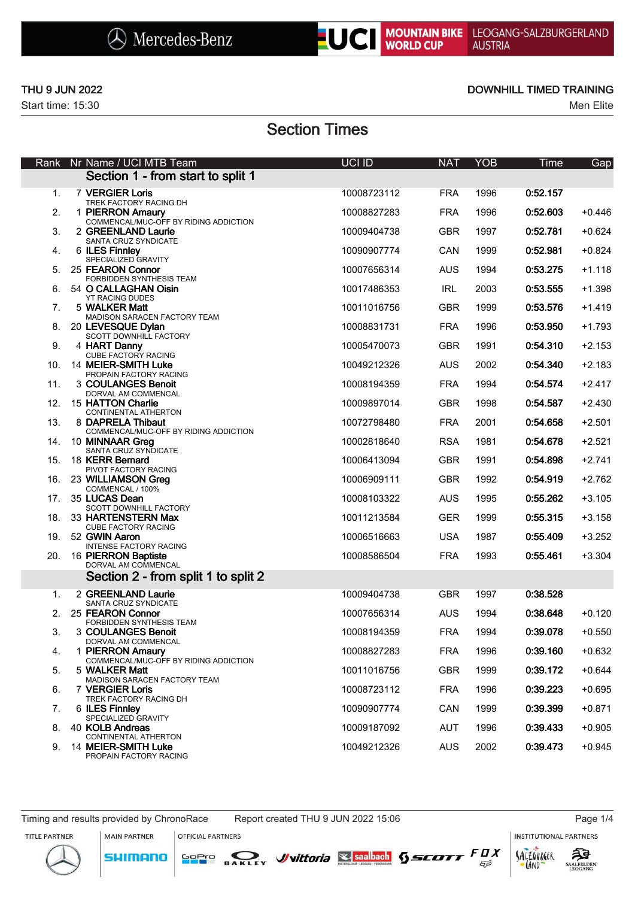Mercedes-Benz | UCI MOUNTAIN BIKE WORLD CUP | LEOGANG-SALZBURGERLAND AUSTRIA

THU 9 JUN 2022 — DOWNHILL TIMED TRAINING

Start time: 15:30 — Men Elite

# Section Times

| Rank | Nr | Name / UCI MTB Team | UCI ID | NAT | YOB | Time | Gap |
|---|---|---|---|---|---|---|---|
| | | **Section 1 - from start to split 1** | | | | | |
| 1. | 7 | **VERGIER Loris** TREK FACTORY RACING DH | 10008723112 | FRA | 1996 | 0:52.157 | |
| 2. | 1 | **PIERRON Amaury** COMMENCAL/MUC-OFF BY RIDING ADDICTION | 10008827283 | FRA | 1996 | 0:52.603 | +0.446 |
| 3. | 2 | **GREENLAND Laurie** SANTA CRUZ SYNDICATE | 10009404738 | GBR | 1997 | 0:52.781 | +0.624 |
| 4. | 6 | **ILES Finnley** SPECIALIZED GRAVITY | 10090907774 | CAN | 1999 | 0:52.981 | +0.824 |
| 5. | 25 | **FEARON Connor** FORBIDDEN SYNTHESIS TEAM | 10007656314 | AUS | 1994 | 0:53.275 | +1.118 |
| 6. | 54 | **O CALLAGHAN Oisin** YT RACING DUDES | 10017486353 | IRL | 2003 | 0:53.555 | +1.398 |
| 7. | 5 | **WALKER Matt** MADISON SARACEN FACTORY TEAM | 10011016756 | GBR | 1999 | 0:53.576 | +1.419 |
| 8. | 20 | **LEVESQUE Dylan** SCOTT DOWNHILL FACTORY | 10008831731 | FRA | 1996 | 0:53.950 | +1.793 |
| 9. | 4 | **HART Danny** CUBE FACTORY RACING | 10005470073 | GBR | 1991 | 0:54.310 | +2.153 |
| 10. | 14 | **MEIER-SMITH Luke** PROPAIN FACTORY RACING | 10049212326 | AUS | 2002 | 0:54.340 | +2.183 |
| 11. | 3 | **COULANGES Benoit** DORVAL AM COMMENCAL | 10008194359 | FRA | 1994 | 0:54.574 | +2.417 |
| 12. | 15 | **HATTON Charlie** CONTINENTAL ATHERTON | 10009897014 | GBR | 1998 | 0:54.587 | +2.430 |
| 13. | 8 | **DAPRELA Thibaut** COMMENCAL/MUC-OFF BY RIDING ADDICTION | 10072798480 | FRA | 2001 | 0:54.658 | +2.501 |
| 14. | 10 | **MINNAAR Greg** SANTA CRUZ SYNDICATE | 10002818640 | RSA | 1981 | 0:54.678 | +2.521 |
| 15. | 18 | **KERR Bernard** PIVOT FACTORY RACING | 10006413094 | GBR | 1991 | 0:54.898 | +2.741 |
| 16. | 23 | **WILLIAMSON Greg** COMMENCAL / 100% | 10006909111 | GBR | 1992 | 0:54.919 | +2.762 |
| 17. | 35 | **LUCAS Dean** SCOTT DOWNHILL FACTORY | 10008103322 | AUS | 1995 | 0:55.262 | +3.105 |
| 18. | 33 | **HARTENSTERN Max** CUBE FACTORY RACING | 10011213584 | GER | 1999 | 0:55.315 | +3.158 |
| 19. | 52 | **GWIN Aaron** INTENSE FACTORY RACING | 10006516663 | USA | 1987 | 0:55.409 | +3.252 |
| 20. | 16 | **PIERRON Baptiste** DORVAL AM COMMENCAL | 10008586504 | FRA | 1993 | 0:55.461 | +3.304 |
| | | **Section 2 - from split 1 to split 2** | | | | | |
| 1. | 2 | **GREENLAND Laurie** SANTA CRUZ SYNDICATE | 10009404738 | GBR | 1997 | 0:38.528 | |
| 2. | 25 | **FEARON Connor** FORBIDDEN SYNTHESIS TEAM | 10007656314 | AUS | 1994 | 0:38.648 | +0.120 |
| 3. | 3 | **COULANGES Benoit** DORVAL AM COMMENCAL | 10008194359 | FRA | 1994 | 0:39.078 | +0.550 |
| 4. | 1 | **PIERRON Amaury** COMMENCAL/MUC-OFF BY RIDING ADDICTION | 10008827283 | FRA | 1996 | 0:39.160 | +0.632 |
| 5. | 5 | **WALKER Matt** MADISON SARACEN FACTORY TEAM | 10011016756 | GBR | 1999 | 0:39.172 | +0.644 |
| 6. | 7 | **VERGIER Loris** TREK FACTORY RACING DH | 10008723112 | FRA | 1996 | 0:39.223 | +0.695 |
| 7. | 6 | **ILES Finnley** SPECIALIZED GRAVITY | 10090907774 | CAN | 1999 | 0:39.399 | +0.871 |
| 8. | 40 | **KOLB Andreas** CONTINENTAL ATHERTON | 10009187092 | AUT | 1996 | 0:39.433 | +0.905 |
| 9. | 14 | **MEIER-SMITH Luke** PROPAIN FACTORY RACING | 10049212326 | AUS | 2002 | 0:39.473 | +0.945 |

Timing and results provided by ChronoRace — Report created THU 9 JUN 2022 15:06

TITLE PARTNER: Mercedes-Benz | MAIN PARTNER: SHIMANO | OFFICIAL PARTNERS: GoPro, OAKLEY, vittoria, saalbach, SCOTT, FOX | INSTITUTIONAL PARTNERS: SalzburgerLand, Saalfelden Leogang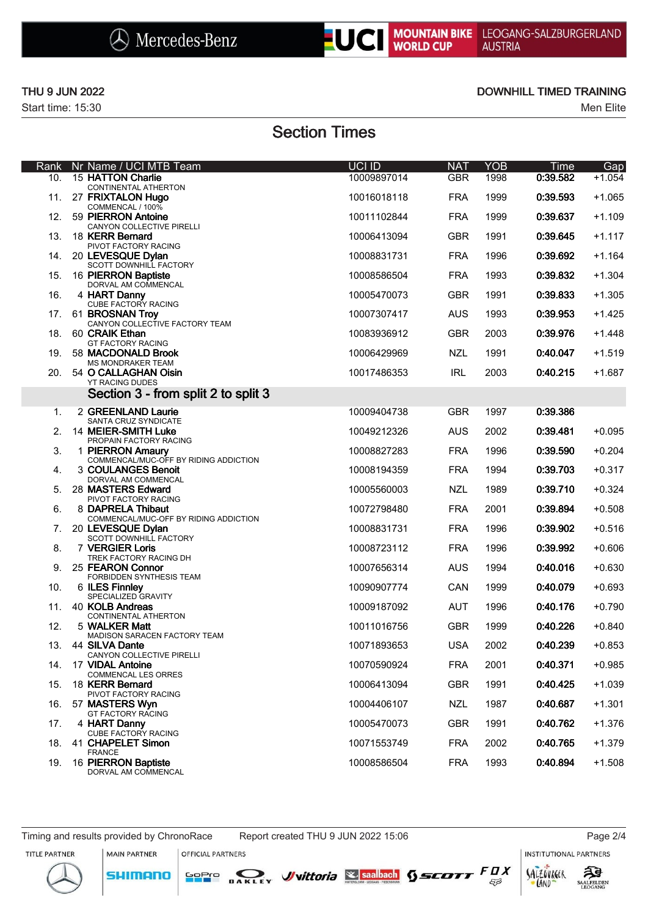THU 9 JUN 2022

Start time: 15:30

DOWNHILL TIMED TRAINING

Men Elite

## Section Times

| Rank | Nr | Name / UCI MTB Team | UCI ID | NAT | YOB | Time | Gap |
|---|---|---|---|---|---|---|---|
| 10. | 15 | **HATTON Charlie**<br>CONTINENTAL ATHERTON | 10009897014 | GBR | 1998 | **0:39.582** | +1.054 |
| 11. | 27 | **FRIXTALON Hugo**<br>COMMENCAL / 100% | 10016018118 | FRA | 1999 | **0:39.593** | +1.065 |
| 12. | 59 | **PIERRON Antoine**<br>CANYON COLLECTIVE PIRELLI | 10011102844 | FRA | 1999 | **0:39.637** | +1.109 |
| 13. | 18 | **KERR Bernard**<br>PIVOT FACTORY RACING | 10006413094 | GBR | 1991 | **0:39.645** | +1.117 |
| 14. | 20 | **LEVESQUE Dylan**<br>SCOTT DOWNHILL FACTORY | 10008831731 | FRA | 1996 | **0:39.692** | +1.164 |
| 15. | 16 | **PIERRON Baptiste**<br>DORVAL AM COMMENCAL | 10008586504 | FRA | 1993 | **0:39.832** | +1.304 |
| 16. | 4 | **HART Danny**<br>CUBE FACTORY RACING | 10005470073 | GBR | 1991 | **0:39.833** | +1.305 |
| 17. | 61 | **BROSNAN Troy**<br>CANYON COLLECTIVE FACTORY TEAM | 10007307417 | AUS | 1993 | **0:39.953** | +1.425 |
| 18. | 60 | **CRAIK Ethan**<br>GT FACTORY RACING | 10083936912 | GBR | 2003 | **0:39.976** | +1.448 |
| 19. | 58 | **MACDONALD Brook**<br>MS MONDRAKER TEAM | 10006429969 | NZL | 1991 | **0:40.047** | +1.519 |
| 20. | 54 | **O CALLAGHAN Oisin**<br>YT RACING DUDES | 10017486353 | IRL | 2003 | **0:40.215** | +1.687 |

### Section 3 - from split 2 to split 3

| Rank | Nr | Name / UCI MTB Team | UCI ID | NAT | YOB | Time | Gap |
|---|---|---|---|---|---|---|---|
| 1. | 2 | **GREENLAND Laurie**<br>SANTA CRUZ SYNDICATE | 10009404738 | GBR | 1997 | **0:39.386** | |
| 2. | 14 | **MEIER-SMITH Luke**<br>PROPAIN FACTORY RACING | 10049212326 | AUS | 2002 | **0:39.481** | +0.095 |
| 3. | 1 | **PIERRON Amaury**<br>COMMENCAL/MUC-OFF BY RIDING ADDICTION | 10008827283 | FRA | 1996 | **0:39.590** | +0.204 |
| 4. | 3 | **COULANGES Benoit**<br>DORVAL AM COMMENCAL | 10008194359 | FRA | 1994 | **0:39.703** | +0.317 |
| 5. | 28 | **MASTERS Edward**<br>PIVOT FACTORY RACING | 10005560003 | NZL | 1989 | **0:39.710** | +0.324 |
| 6. | 8 | **DAPRELA Thibaut**<br>COMMENCAL/MUC-OFF BY RIDING ADDICTION | 10072798480 | FRA | 2001 | **0:39.894** | +0.508 |
| 7. | 20 | **LEVESQUE Dylan**<br>SCOTT DOWNHILL FACTORY | 10008831731 | FRA | 1996 | **0:39.902** | +0.516 |
| 8. | 7 | **VERGIER Loris**<br>TREK FACTORY RACING DH | 10008723112 | FRA | 1996 | **0:39.992** | +0.606 |
| 9. | 25 | **FEARON Connor**<br>FORBIDDEN SYNTHESIS TEAM | 10007656314 | AUS | 1994 | **0:40.016** | +0.630 |
| 10. | 6 | **ILES Finnley**<br>SPECIALIZED GRAVITY | 10090907774 | CAN | 1999 | **0:40.079** | +0.693 |
| 11. | 40 | **KOLB Andreas**<br>CONTINENTAL ATHERTON | 10009187092 | AUT | 1996 | **0:40.176** | +0.790 |
| 12. | 5 | **WALKER Matt**<br>MADISON SARACEN FACTORY TEAM | 10011016756 | GBR | 1999 | **0:40.226** | +0.840 |
| 13. | 44 | **SILVA Dante**<br>CANYON COLLECTIVE PIRELLI | 10071893653 | USA | 2002 | **0:40.239** | +0.853 |
| 14. | 17 | **VIDAL Antoine**<br>COMMENCAL LES ORRES | 10070590924 | FRA | 2001 | **0:40.371** | +0.985 |
| 15. | 18 | **KERR Bernard**<br>PIVOT FACTORY RACING | 10006413094 | GBR | 1991 | **0:40.425** | +1.039 |
| 16. | 57 | **MASTERS Wyn**<br>GT FACTORY RACING | 10004406107 | NZL | 1987 | **0:40.687** | +1.301 |
| 17. | 4 | **HART Danny**<br>CUBE FACTORY RACING | 10005470073 | GBR | 1991 | **0:40.762** | +1.376 |
| 18. | 41 | **CHAPELET Simon**<br>FRANCE | 10071553749 | FRA | 2002 | **0:40.765** | +1.379 |
| 19. | 16 | **PIERRON Baptiste**<br>DORVAL AM COMMENCAL | 10008586504 | FRA | 1993 | **0:40.894** | +1.508 |

Timing and results provided by ChronoRace — Report created THU 9 JUN 2022 15:06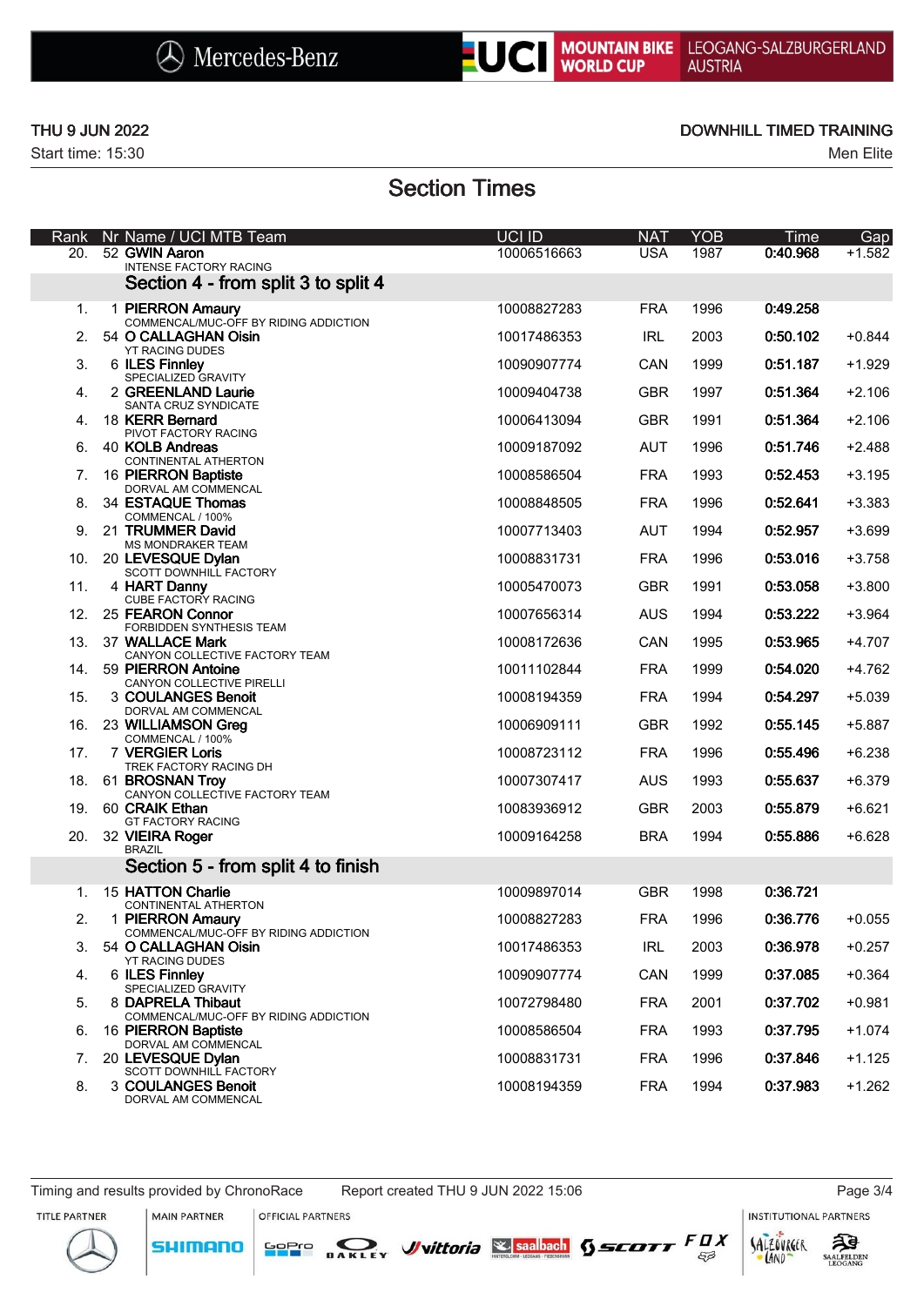THU 9 JUN 2022

Start time: 15:30

DOWNHILL TIMED TRAINING

Men Elite

## Section Times

| Rank | Nr | Name / UCI MTB Team | UCI ID | NAT | YOB | Time | Gap |
|---|---|---|---|---|---|---|---|
| 20. | 52 | **GWIN Aaron**<br>INTENSE FACTORY RACING | 10006516663 | USA | 1987 | **0:40.968** | +1.582 |
| | | **Section 4 - from split 3 to split 4** | | | | | |
| 1. | 1 | **PIERRON Amaury**<br>COMMENCAL/MUC-OFF BY RIDING ADDICTION | 10008827283 | FRA | 1996 | **0:49.258** | |
| 2. | 54 | **O CALLAGHAN Oisin**<br>YT RACING DUDES | 10017486353 | IRL | 2003 | **0:50.102** | +0.844 |
| 3. | 6 | **ILES Finnley**<br>SPECIALIZED GRAVITY | 10090907774 | CAN | 1999 | **0:51.187** | +1.929 |
| 4. | 2 | **GREENLAND Laurie**<br>SANTA CRUZ SYNDICATE | 10009404738 | GBR | 1997 | **0:51.364** | +2.106 |
| 4. | 18 | **KERR Bernard**<br>PIVOT FACTORY RACING | 10006413094 | GBR | 1991 | **0:51.364** | +2.106 |
| 6. | 40 | **KOLB Andreas**<br>CONTINENTAL ATHERTON | 10009187092 | AUT | 1996 | **0:51.746** | +2.488 |
| 7. | 16 | **PIERRON Baptiste**<br>DORVAL AM COMMENCAL | 10008586504 | FRA | 1993 | **0:52.453** | +3.195 |
| 8. | 34 | **ESTAQUE Thomas**<br>COMMENCAL / 100% | 10008848505 | FRA | 1996 | **0:52.641** | +3.383 |
| 9. | 21 | **TRUMMER David**<br>MS MONDRAKER TEAM | 10007713403 | AUT | 1994 | **0:52.957** | +3.699 |
| 10. | 20 | **LEVESQUE Dylan**<br>SCOTT DOWNHILL FACTORY | 10008831731 | FRA | 1996 | **0:53.016** | +3.758 |
| 11. | 4 | **HART Danny**<br>CUBE FACTORY RACING | 10005470073 | GBR | 1991 | **0:53.058** | +3.800 |
| 12. | 25 | **FEARON Connor**<br>FORBIDDEN SYNTHESIS TEAM | 10007656314 | AUS | 1994 | **0:53.222** | +3.964 |
| 13. | 37 | **WALLACE Mark**<br>CANYON COLLECTIVE FACTORY TEAM | 10008172636 | CAN | 1995 | **0:53.965** | +4.707 |
| 14. | 59 | **PIERRON Antoine**<br>CANYON COLLECTIVE PIRELLI | 10011102844 | FRA | 1999 | **0:54.020** | +4.762 |
| 15. | 3 | **COULANGES Benoit**<br>DORVAL AM COMMENCAL | 10008194359 | FRA | 1994 | **0:54.297** | +5.039 |
| 16. | 23 | **WILLIAMSON Greg**<br>COMMENCAL / 100% | 10006909111 | GBR | 1992 | **0:55.145** | +5.887 |
| 17. | 7 | **VERGIER Loris**<br>TREK FACTORY RACING DH | 10008723112 | FRA | 1996 | **0:55.496** | +6.238 |
| 18. | 61 | **BROSNAN Troy**<br>CANYON COLLECTIVE FACTORY TEAM | 10007307417 | AUS | 1993 | **0:55.637** | +6.379 |
| 19. | 60 | **CRAIK Ethan**<br>GT FACTORY RACING | 10083936912 | GBR | 2003 | **0:55.879** | +6.621 |
| 20. | 32 | **VIEIRA Roger**<br>BRAZIL | 10009164258 | BRA | 1994 | **0:55.886** | +6.628 |
| | | **Section 5 - from split 4 to finish** | | | | | |
| 1. | 15 | **HATTON Charlie**<br>CONTINENTAL ATHERTON | 10009897014 | GBR | 1998 | **0:36.721** | |
| 2. | 1 | **PIERRON Amaury**<br>COMMENCAL/MUC-OFF BY RIDING ADDICTION | 10008827283 | FRA | 1996 | **0:36.776** | +0.055 |
| 3. | 54 | **O CALLAGHAN Oisin**<br>YT RACING DUDES | 10017486353 | IRL | 2003 | **0:36.978** | +0.257 |
| 4. | 6 | **ILES Finnley**<br>SPECIALIZED GRAVITY | 10090907774 | CAN | 1999 | **0:37.085** | +0.364 |
| 5. | 8 | **DAPRELA Thibaut**<br>COMMENCAL/MUC-OFF BY RIDING ADDICTION | 10072798480 | FRA | 2001 | **0:37.702** | +0.981 |
| 6. | 16 | **PIERRON Baptiste**<br>DORVAL AM COMMENCAL | 10008586504 | FRA | 1993 | **0:37.795** | +1.074 |
| 7. | 20 | **LEVESQUE Dylan**<br>SCOTT DOWNHILL FACTORY | 10008831731 | FRA | 1996 | **0:37.846** | +1.125 |
| 8. | 3 | **COULANGES Benoit**<br>DORVAL AM COMMENCAL | 10008194359 | FRA | 1994 | **0:37.983** | +1.262 |

Timing and results provided by ChronoRace     Report created THU 9 JUN 2022 15:06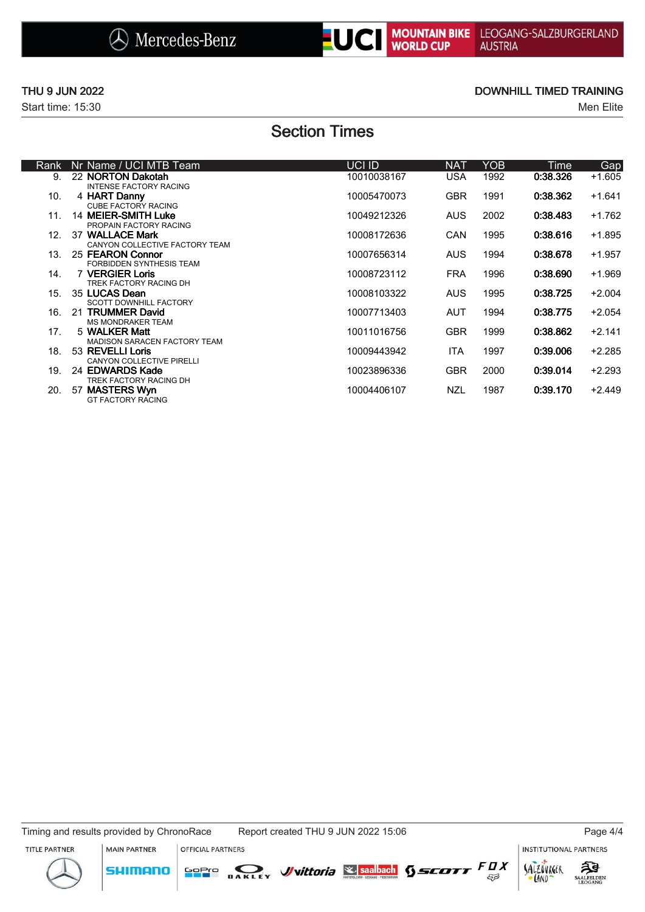THU 9 JUN 2022

Start time: 15:30

DOWNHILL TIMED TRAINING

Men Elite

# Section Times

| Rank | Nr | Name / UCI MTB Team | UCI ID | NAT | YOB | Time | Gap |
|---|---|---|---|---|---|---|---|
| 9. | 22 | **NORTON Dakotah** INTENSE FACTORY RACING | 10010038167 | USA | 1992 | **0:38.326** | +1.605 |
| 10. | 4 | **HART Danny** CUBE FACTORY RACING | 10005470073 | GBR | 1991 | **0:38.362** | +1.641 |
| 11. | 14 | **MEIER-SMITH Luke** PROPAIN FACTORY RACING | 10049212326 | AUS | 2002 | **0:38.483** | +1.762 |
| 12. | 37 | **WALLACE Mark** CANYON COLLECTIVE FACTORY TEAM | 10008172636 | CAN | 1995 | **0:38.616** | +1.895 |
| 13. | 25 | **FEARON Connor** FORBIDDEN SYNTHESIS TEAM | 10007656314 | AUS | 1994 | **0:38.678** | +1.957 |
| 14. | 7 | **VERGIER Loris** TREK FACTORY RACING DH | 10008723112 | FRA | 1996 | **0:38.690** | +1.969 |
| 15. | 35 | **LUCAS Dean** SCOTT DOWNHILL FACTORY | 10008103322 | AUS | 1995 | **0:38.725** | +2.004 |
| 16. | 21 | **TRUMMER David** MS MONDRAKER TEAM | 10007713403 | AUT | 1994 | **0:38.775** | +2.054 |
| 17. | 5 | **WALKER Matt** MADISON SARACEN FACTORY TEAM | 10011016756 | GBR | 1999 | **0:38.862** | +2.141 |
| 18. | 53 | **REVELLI Loris** CANYON COLLECTIVE PIRELLI | 10009443942 | ITA | 1997 | **0:39.006** | +2.285 |
| 19. | 24 | **EDWARDS Kade** TREK FACTORY RACING DH | 10023896336 | GBR | 2000 | **0:39.014** | +2.293 |
| 20. | 57 | **MASTERS Wyn** GT FACTORY RACING | 10004406107 | NZL | 1987 | **0:39.170** | +2.449 |

Timing and results provided by ChronoRace | Report created THU 9 JUN 2022 15:06